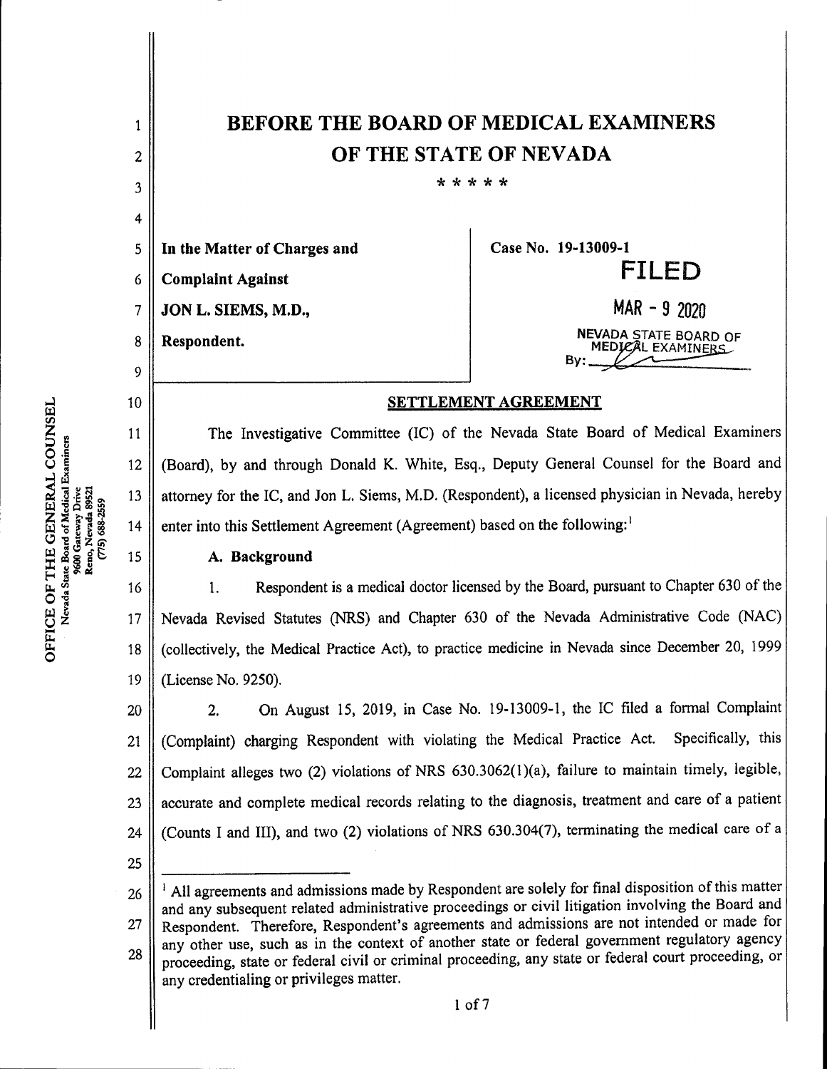# BEFORE THE BOARD OF MEDICAL EXAMINERS OF THE STATE OF NEVADA

\* \* \* \* \*

| In the Matter of Charges and Complaint Against JON L. SIEMS, M.D., Respondent. | Case No. 19-13009-1 |
| --- | --- |
| | **FILED** MAR - 9 2020 NEVADA STATE BOARD OF MEDICAL EXAMINERS By: ______ |

## SETTLEMENT AGREEMENT

The Investigative Committee (IC) of the Nevada State Board of Medical Examiners (Board), by and through Donald K. White, Esq., Deputy General Counsel for the Board and attorney for the IC, and Jon L. Siems, M.D. (Respondent), a licensed physician in Nevada, hereby enter into this Settlement Agreement (Agreement) based on the following:[1]

### A. Background

1. Respondent is a medical doctor licensed by the Board, pursuant to Chapter 630 of the Nevada Revised Statutes (NRS) and Chapter 630 of the Nevada Administrative Code (NAC) (collectively, the Medical Practice Act), to practice medicine in Nevada since December 20, 1999 (License No. 9250).

2. On August 15, 2019, in Case No. 19-13009-1, the IC filed a formal Complaint (Complaint) charging Respondent with violating the Medical Practice Act. Specifically, this Complaint alleges two (2) violations of NRS 630.3062(1)(a), failure to maintain timely, legible, accurate and complete medical records relating to the diagnosis, treatment and care of a patient (Counts I and III), and two (2) violations of NRS 630.304(7), terminating the medical care of a

---

[1] All agreements and admissions made by Respondent are solely for final disposition of this matter and any subsequent related administrative proceedings or civil litigation involving the Board and Respondent. Therefore, Respondent's agreements and admissions are not intended or made for any other use, such as in the context of another state or federal government regulatory agency proceeding, state or federal civil or criminal proceeding, any state or federal court proceeding, or any credentialing or privileges matter.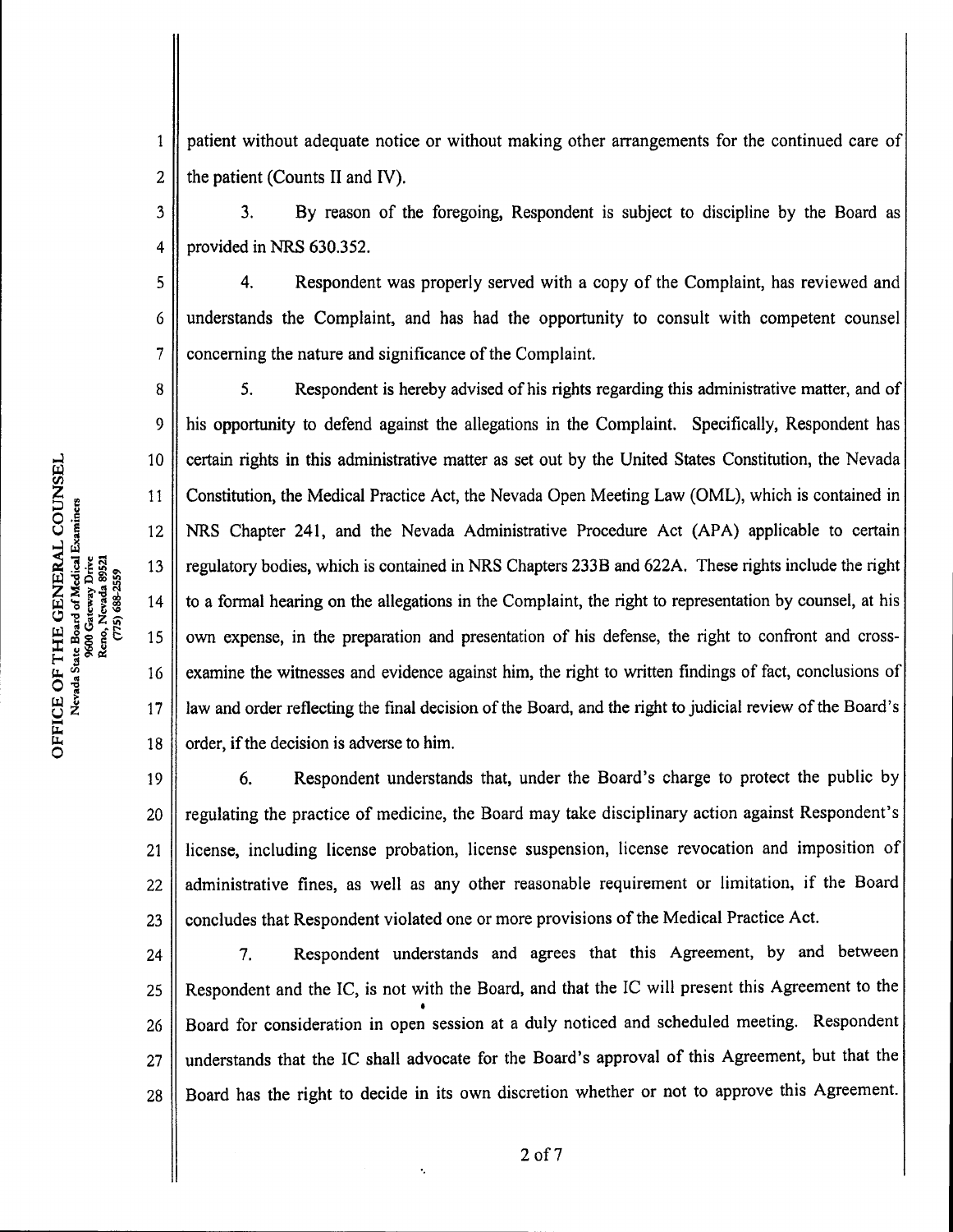patient without adequate notice or without making other arrangements for the continued care of the patient (Counts II and IV).

3. By reason of the foregoing, Respondent is subject to discipline by the Board as provided in NRS 630.352.

4. Respondent was properly served with a copy of the Complaint, has reviewed and understands the Complaint, and has had the opportunity to consult with competent counsel concerning the nature and significance of the Complaint.

5. Respondent is hereby advised of his rights regarding this administrative matter, and of his opportunity to defend against the allegations in the Complaint. Specifically, Respondent has certain rights in this administrative matter as set out by the United States Constitution, the Nevada Constitution, the Medical Practice Act, the Nevada Open Meeting Law (OML), which is contained in NRS Chapter 241, and the Nevada Administrative Procedure Act (APA) applicable to certain regulatory bodies, which is contained in NRS Chapters 233B and 622A. These rights include the right to a formal hearing on the allegations in the Complaint, the right to representation by counsel, at his own expense, in the preparation and presentation of his defense, the right to confront and cross-examine the witnesses and evidence against him, the right to written findings of fact, conclusions of law and order reflecting the final decision of the Board, and the right to judicial review of the Board's order, if the decision is adverse to him.

6. Respondent understands that, under the Board's charge to protect the public by regulating the practice of medicine, the Board may take disciplinary action against Respondent's license, including license probation, license suspension, license revocation and imposition of administrative fines, as well as any other reasonable requirement or limitation, if the Board concludes that Respondent violated one or more provisions of the Medical Practice Act.

7. Respondent understands and agrees that this Agreement, by and between Respondent and the IC, is not with the Board, and that the IC will present this Agreement to the Board for consideration in open session at a duly noticed and scheduled meeting. Respondent understands that the IC shall advocate for the Board's approval of this Agreement, but that the Board has the right to decide in its own discretion whether or not to approve this Agreement.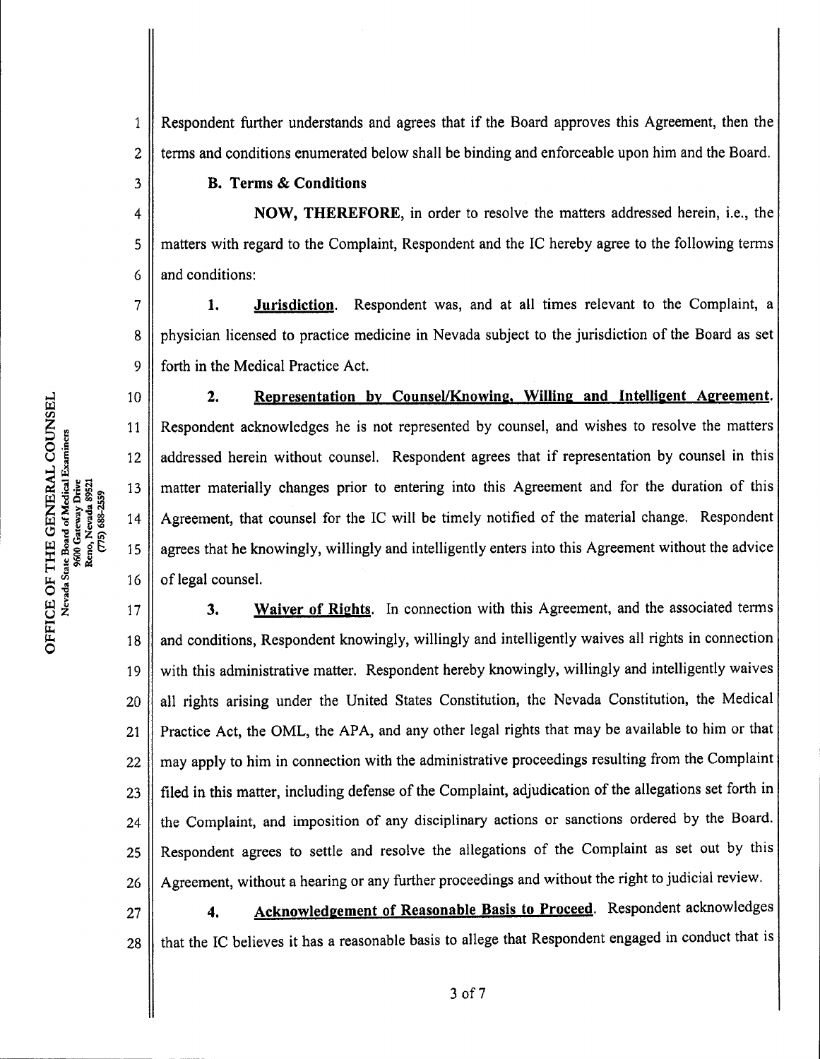Respondent further understands and agrees that if the Board approves this Agreement, then the terms and conditions enumerated below shall be binding and enforceable upon him and the Board.

**B. Terms & Conditions**

**NOW, THEREFORE,** in order to resolve the matters addressed herein, i.e., the matters with regard to the Complaint, Respondent and the IC hereby agree to the following terms and conditions:

**1. Jurisdiction**. Respondent was, and at all times relevant to the Complaint, a physician licensed to practice medicine in Nevada subject to the jurisdiction of the Board as set forth in the Medical Practice Act.

**2. Representation by Counsel/Knowing, Willing and Intelligent Agreement**. Respondent acknowledges he is not represented by counsel, and wishes to resolve the matters addressed herein without counsel. Respondent agrees that if representation by counsel in this matter materially changes prior to entering into this Agreement and for the duration of this Agreement, that counsel for the IC will be timely notified of the material change. Respondent agrees that he knowingly, willingly and intelligently enters into this Agreement without the advice of legal counsel.

**3. Waiver of Rights**. In connection with this Agreement, and the associated terms and conditions, Respondent knowingly, willingly and intelligently waives all rights in connection with this administrative matter. Respondent hereby knowingly, willingly and intelligently waives all rights arising under the United States Constitution, the Nevada Constitution, the Medical Practice Act, the OML, the APA, and any other legal rights that may be available to him or that may apply to him in connection with the administrative proceedings resulting from the Complaint filed in this matter, including defense of the Complaint, adjudication of the allegations set forth in the Complaint, and imposition of any disciplinary actions or sanctions ordered by the Board. Respondent agrees to settle and resolve the allegations of the Complaint as set out by this Agreement, without a hearing or any further proceedings and without the right to judicial review.

**4. Acknowledgement of Reasonable Basis to Proceed**. Respondent acknowledges that the IC believes it has a reasonable basis to allege that Respondent engaged in conduct that is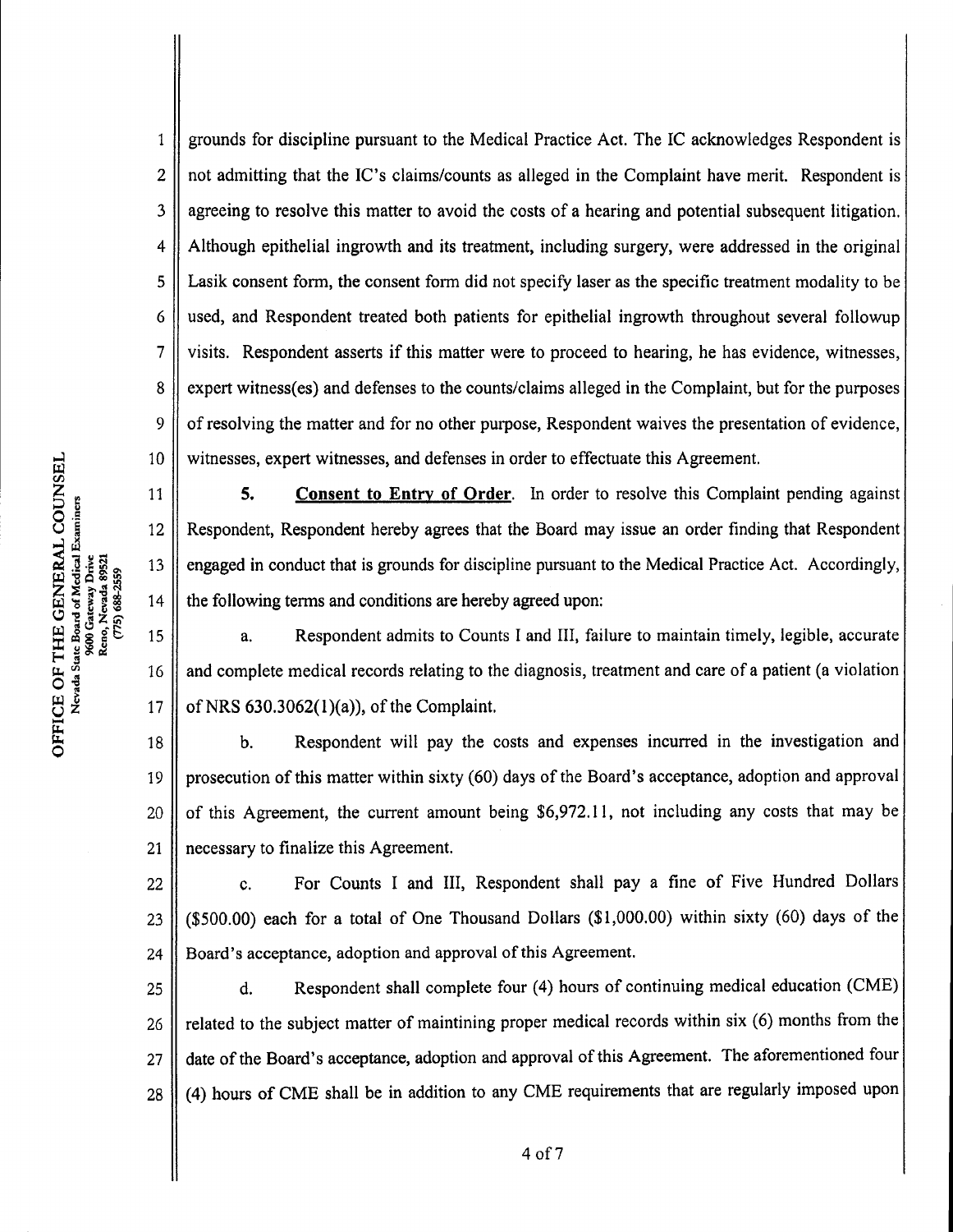grounds for discipline pursuant to the Medical Practice Act. The IC acknowledges Respondent is not admitting that the IC's claims/counts as alleged in the Complaint have merit. Respondent is agreeing to resolve this matter to avoid the costs of a hearing and potential subsequent litigation. Although epithelial ingrowth and its treatment, including surgery, were addressed in the original Lasik consent form, the consent form did not specify laser as the specific treatment modality to be used, and Respondent treated both patients for epithelial ingrowth throughout several followup visits. Respondent asserts if this matter were to proceed to hearing, he has evidence, witnesses, expert witness(es) and defenses to the counts/claims alleged in the Complaint, but for the purposes of resolving the matter and for no other purpose, Respondent waives the presentation of evidence, witnesses, expert witnesses, and defenses in order to effectuate this Agreement.

**5. Consent to Entry of Order**. In order to resolve this Complaint pending against Respondent, Respondent hereby agrees that the Board may issue an order finding that Respondent engaged in conduct that is grounds for discipline pursuant to the Medical Practice Act. Accordingly, the following terms and conditions are hereby agreed upon:

a. Respondent admits to Counts I and III, failure to maintain timely, legible, accurate and complete medical records relating to the diagnosis, treatment and care of a patient (a violation of NRS 630.3062(1)(a)), of the Complaint.

b. Respondent will pay the costs and expenses incurred in the investigation and prosecution of this matter within sixty (60) days of the Board's acceptance, adoption and approval of this Agreement, the current amount being $6,972.11, not including any costs that may be necessary to finalize this Agreement.

c. For Counts I and III, Respondent shall pay a fine of Five Hundred Dollars ($500.00) each for a total of One Thousand Dollars ($1,000.00) within sixty (60) days of the Board's acceptance, adoption and approval of this Agreement.

d. Respondent shall complete four (4) hours of continuing medical education (CME) related to the subject matter of maintining proper medical records within six (6) months from the date of the Board's acceptance, adoption and approval of this Agreement. The aforementioned four (4) hours of CME shall be in addition to any CME requirements that are regularly imposed upon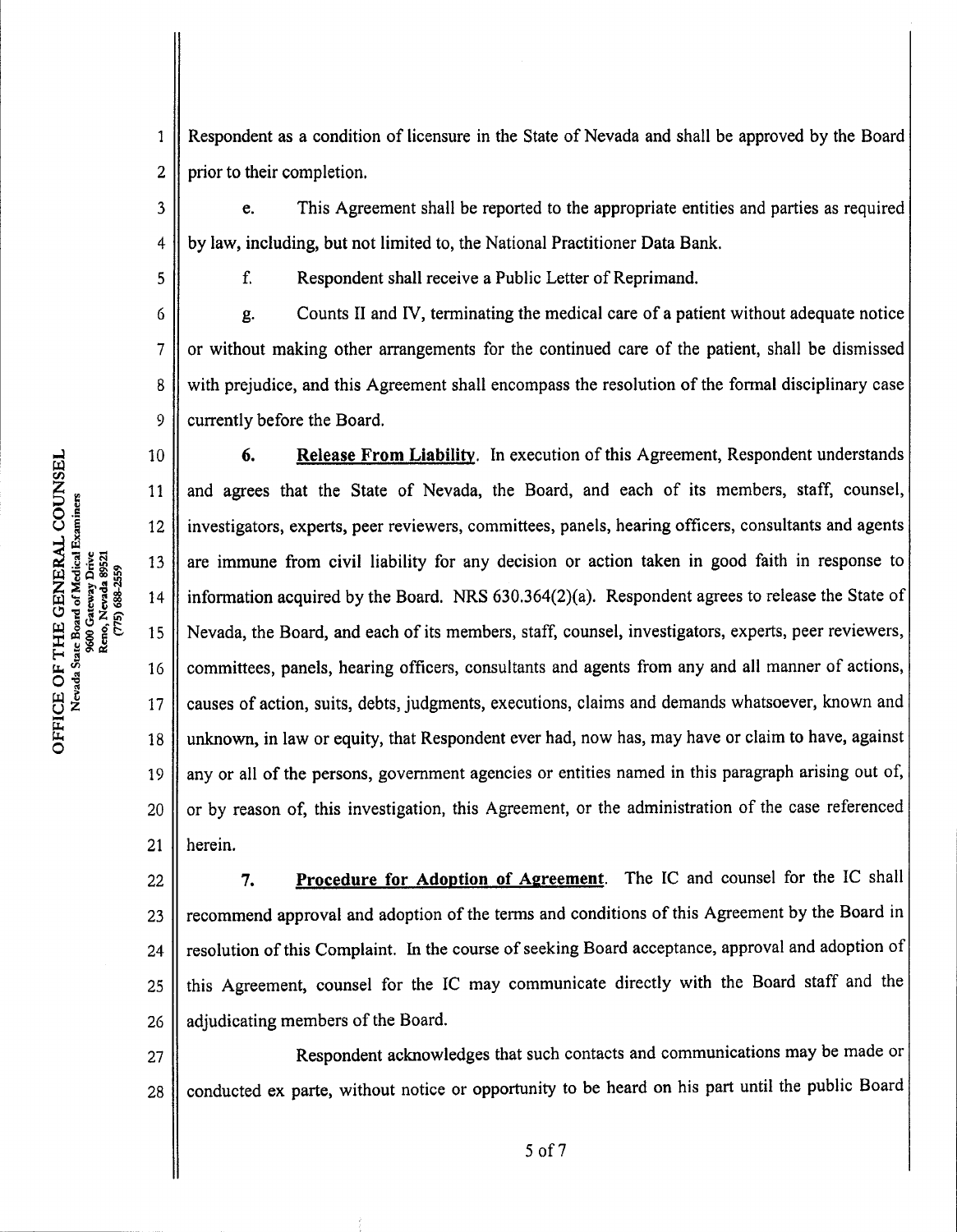Respondent as a condition of licensure in the State of Nevada and shall be approved by the Board prior to their completion.

e. This Agreement shall be reported to the appropriate entities and parties as required by law, including, but not limited to, the National Practitioner Data Bank.

f. Respondent shall receive a Public Letter of Reprimand.

g. Counts II and IV, terminating the medical care of a patient without adequate notice or without making other arrangements for the continued care of the patient, shall be dismissed with prejudice, and this Agreement shall encompass the resolution of the formal disciplinary case currently before the Board.

**6. Release From Liability**. In execution of this Agreement, Respondent understands and agrees that the State of Nevada, the Board, and each of its members, staff, counsel, investigators, experts, peer reviewers, committees, panels, hearing officers, consultants and agents are immune from civil liability for any decision or action taken in good faith in response to information acquired by the Board. NRS 630.364(2)(a). Respondent agrees to release the State of Nevada, the Board, and each of its members, staff, counsel, investigators, experts, peer reviewers, committees, panels, hearing officers, consultants and agents from any and all manner of actions, causes of action, suits, debts, judgments, executions, claims and demands whatsoever, known and unknown, in law or equity, that Respondent ever had, now has, may have or claim to have, against any or all of the persons, government agencies or entities named in this paragraph arising out of, or by reason of, this investigation, this Agreement, or the administration of the case referenced herein.

**7. Procedure for Adoption of Agreement**. The IC and counsel for the IC shall recommend approval and adoption of the terms and conditions of this Agreement by the Board in resolution of this Complaint. In the course of seeking Board acceptance, approval and adoption of this Agreement, counsel for the IC may communicate directly with the Board staff and the adjudicating members of the Board.

Respondent acknowledges that such contacts and communications may be made or conducted ex parte, without notice or opportunity to be heard on his part until the public Board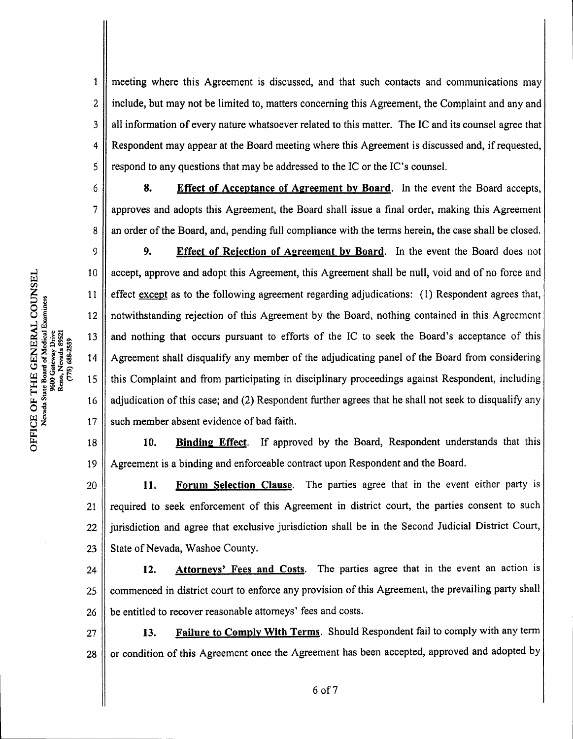meeting where this Agreement is discussed, and that such contacts and communications may include, but may not be limited to, matters concerning this Agreement, the Complaint and any and all information of every nature whatsoever related to this matter. The IC and its counsel agree that Respondent may appear at the Board meeting where this Agreement is discussed and, if requested, respond to any questions that may be addressed to the IC or the IC's counsel.

**8. Effect of Acceptance of Agreement by Board.** In the event the Board accepts, approves and adopts this Agreement, the Board shall issue a final order, making this Agreement an order of the Board, and, pending full compliance with the terms herein, the case shall be closed.

**9. Effect of Rejection of Agreement by Board.** In the event the Board does not accept, approve and adopt this Agreement, this Agreement shall be null, void and of no force and effect except as to the following agreement regarding adjudications: (1) Respondent agrees that, notwithstanding rejection of this Agreement by the Board, nothing contained in this Agreement and nothing that occurs pursuant to efforts of the IC to seek the Board's acceptance of this Agreement shall disqualify any member of the adjudicating panel of the Board from considering this Complaint and from participating in disciplinary proceedings against Respondent, including adjudication of this case; and (2) Respondent further agrees that he shall not seek to disqualify any such member absent evidence of bad faith.

**10. Binding Effect.** If approved by the Board, Respondent understands that this Agreement is a binding and enforceable contract upon Respondent and the Board.

**11. Forum Selection Clause.** The parties agree that in the event either party is required to seek enforcement of this Agreement in district court, the parties consent to such jurisdiction and agree that exclusive jurisdiction shall be in the Second Judicial District Court, State of Nevada, Washoe County.

**12. Attorneys' Fees and Costs.** The parties agree that in the event an action is commenced in district court to enforce any provision of this Agreement, the prevailing party shall be entitled to recover reasonable attorneys' fees and costs.

**13. Failure to Comply With Terms.** Should Respondent fail to comply with any term or condition of this Agreement once the Agreement has been accepted, approved and adopted by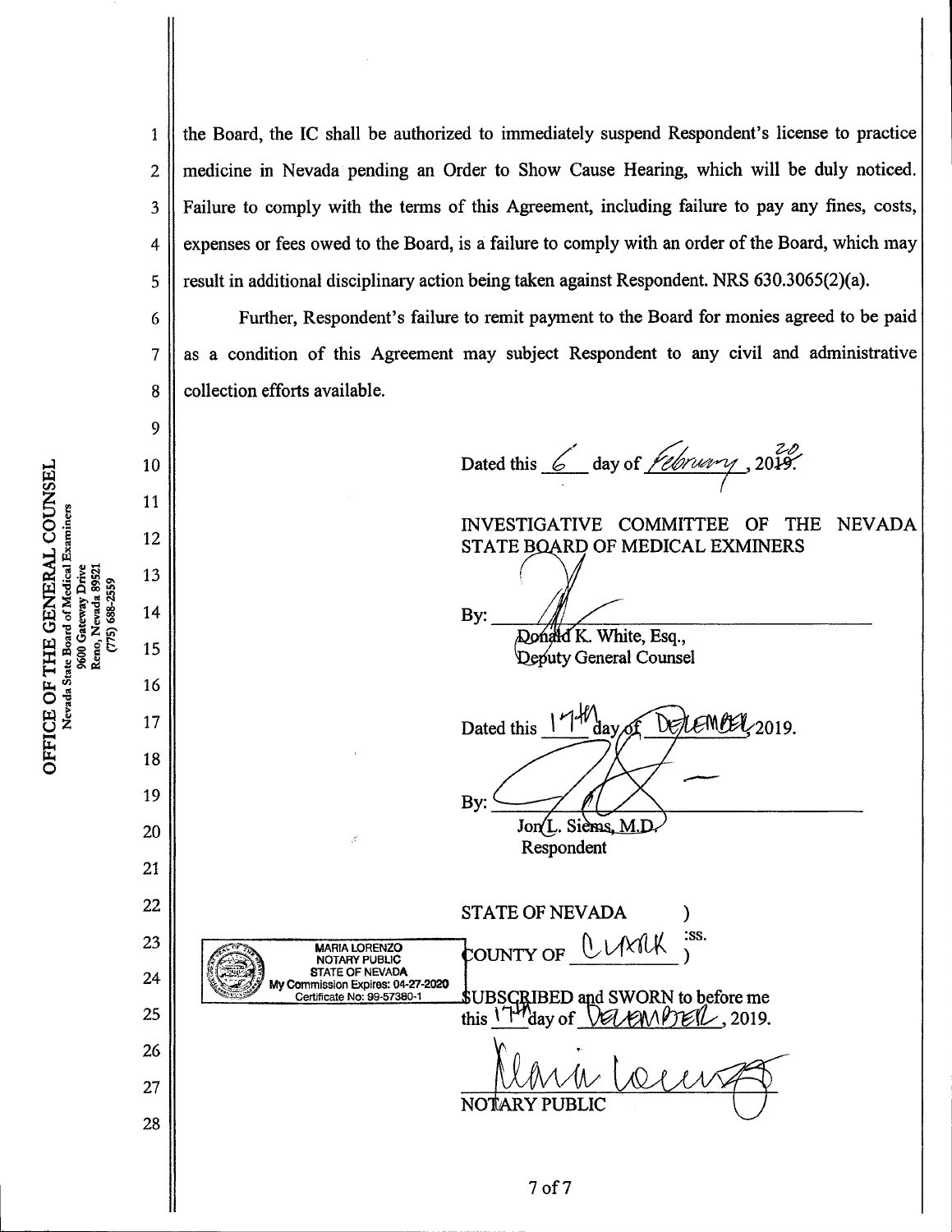the Board, the IC shall be authorized to immediately suspend Respondent's license to practice medicine in Nevada pending an Order to Show Cause Hearing, which will be duly noticed. Failure to comply with the terms of this Agreement, including failure to pay any fines, costs, expenses or fees owed to the Board, is a failure to comply with an order of the Board, which may result in additional disciplinary action being taken against Respondent. NRS 630.3065(2)(a).

Further, Respondent's failure to remit payment to the Board for monies agreed to be paid as a condition of this Agreement may subject Respondent to any civil and administrative collection efforts available.

Dated this 6 day of February, 2020.

INVESTIGATIVE COMMITTEE OF THE NEVADA STATE BOARD OF MEDICAL EXMINERS

By: ______________________
Donald K. White, Esq.,
Deputy General Counsel

Dated this 17th day of December 2019.

By: ______________________
Jon L. Siems, M.D.
Respondent

STATE OF NEVADA )
:ss.
COUNTY OF CLARK )

SUBSCRIBED and SWORN to before me this 17th day of December, 2019.

MARIA LORENZO
NOTARY PUBLIC
STATE OF NEVADA
My Commission Expires: 04-27-2020
Certificate No: 99-57380-1

______________________
NOTARY PUBLIC

OFFICE OF THE GENERAL COUNSEL
Nevada State Board of Medical Examiners
9600 Gateway Drive
Reno, Nevada 89521
(775) 688-2559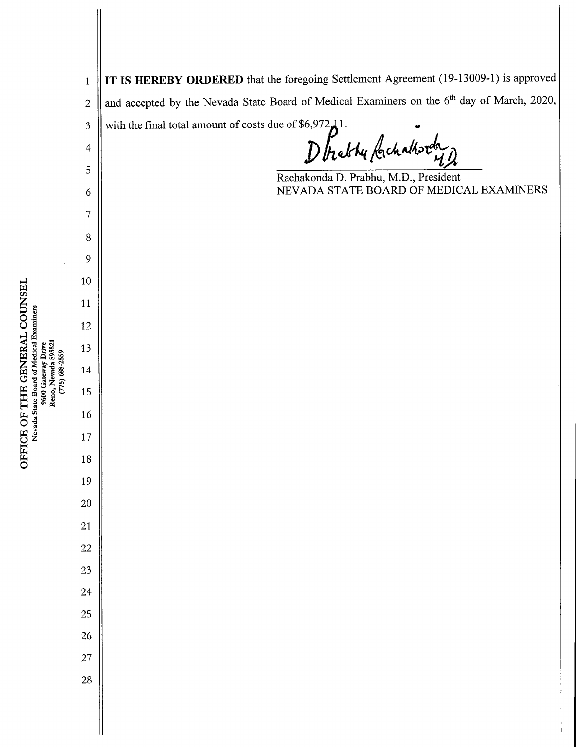**IT IS HEREBY ORDERED** that the foregoing Settlement Agreement (19-13009-1) is approved and accepted by the Nevada State Board of Medical Examiners on the 6th day of March, 2020, with the final total amount of costs due of $6,972.11.

Rachakonda D. Prabhu, M.D., President
NEVADA STATE BOARD OF MEDICAL EXAMINERS

OFFICE OF THE GENERAL COUNSEL
Nevada State Board of Medical Examiners
9600 Gateway Drive
Reno, Nevada 895521
(775) 688-2559